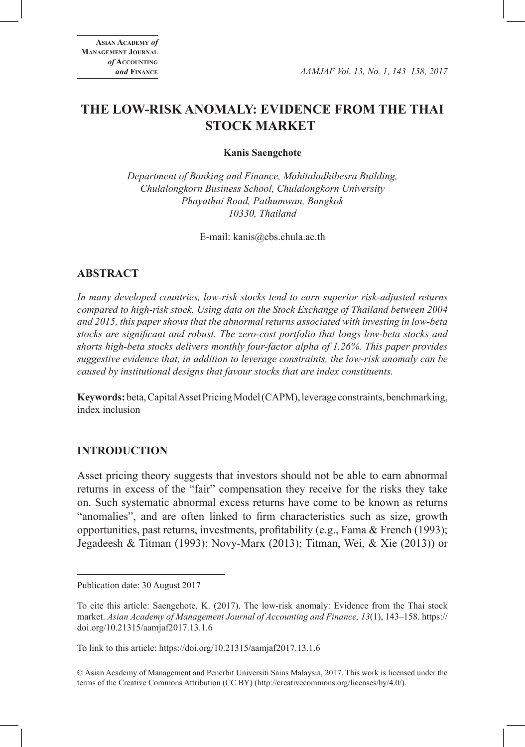# THE LOW-RISK ANOMALY: EVIDENCE FROM THE THAI STOCK MARKET

**Kanis Saengchote**

*Department of Banking and Finance, Mahitaladhibesra Building, Chulalongkorn Business School, Chulalongkorn University Phayathai Road, Pathumwan, Bangkok 10330, Thailand*

E-mail: kanis@cbs.chula.ac.th

## ABSTRACT

*In many developed countries, low-risk stocks tend to earn superior risk-adjusted returns compared to high-risk stock. Using data on the Stock Exchange of Thailand between 2004 and 2015, this paper shows that the abnormal returns associated with investing in low-beta stocks are significant and robust. The zero-cost portfolio that longs low-beta stocks and shorts high-beta stocks delivers monthly four-factor alpha of 1.26%. This paper provides suggestive evidence that, in addition to leverage constraints, the low-risk anomaly can be caused by institutional designs that favour stocks that are index constituents.*

**Keywords:** beta, Capital Asset Pricing Model (CAPM), leverage constraints, benchmarking, index inclusion

## INTRODUCTION

Asset pricing theory suggests that investors should not be able to earn abnormal returns in excess of the "fair" compensation they receive for the risks they take on. Such systematic abnormal excess returns have come to be known as returns "anomalies", and are often linked to firm characteristics such as size, growth opportunities, past returns, investments, profitability (e.g., Fama & French (1993); Jegadeesh & Titman (1993); Novy-Marx (2013); Titman, Wei, & Xie (2013)) or

---

Publication date: 30 August 2017

To cite this article: Saengchote, K. (2017). The low-risk anomaly: Evidence from the Thai stock market. *Asian Academy of Management Journal of Accounting and Finance, 13*(1), 143–158. https://doi.org/10.21315/aamjaf2017.13.1.6

To link to this article: https://doi.org/10.21315/aamjaf2017.13.1.6

© Asian Academy of Management and Penerbit Universiti Sains Malaysia, 2017. This work is licensed under the terms of the Creative Commons Attribution (CC BY) (http://creativecommons.org/licenses/by/4.0/).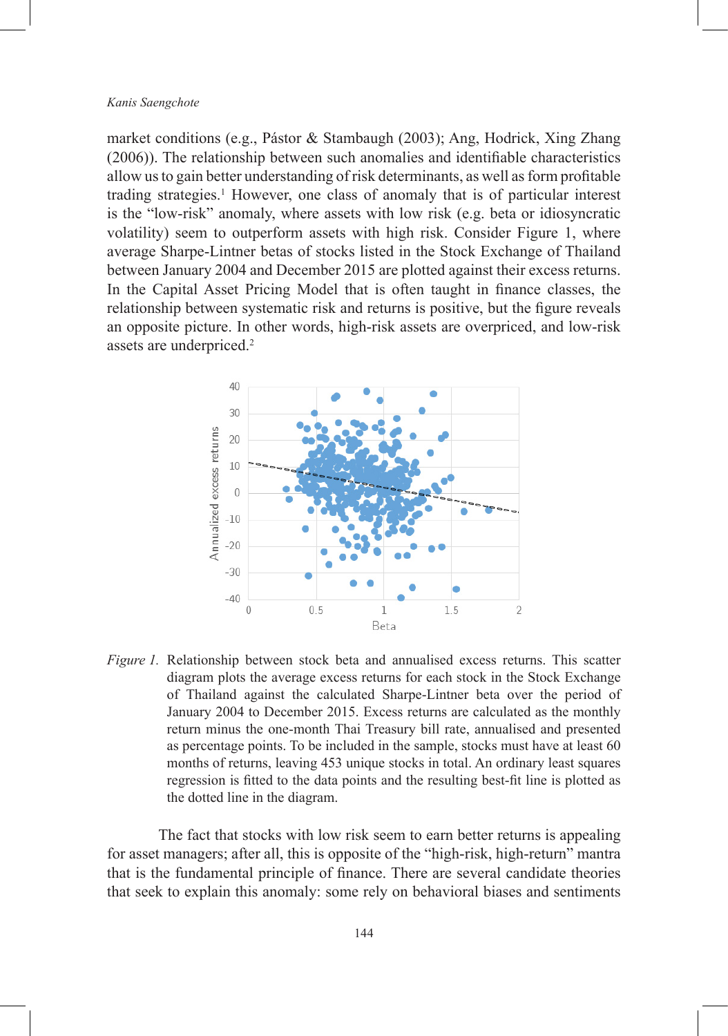market conditions (e.g., Pástor & Stambaugh (2003); Ang, Hodrick, Xing Zhang (2006)). The relationship between such anomalies and identifiable characteristics allow us to gain better understanding of risk determinants, as well as form profitable trading strategies.[1] However, one class of anomaly that is of particular interest is the "low-risk" anomaly, where assets with low risk (e.g. beta or idiosyncratic volatility) seem to outperform assets with high risk. Consider Figure 1, where average Sharpe-Lintner betas of stocks listed in the Stock Exchange of Thailand between January 2004 and December 2015 are plotted against their excess returns. In the Capital Asset Pricing Model that is often taught in finance classes, the relationship between systematic risk and returns is positive, but the figure reveals an opposite picture. In other words, high-risk assets are overpriced, and low-risk assets are underpriced.[2]

*Figure 1.* Relationship between stock beta and annualised excess returns. This scatter diagram plots the average excess returns for each stock in the Stock Exchange of Thailand against the calculated Sharpe-Lintner beta over the period of January 2004 to December 2015. Excess returns are calculated as the monthly return minus the one-month Thai Treasury bill rate, annualised and presented as percentage points. To be included in the sample, stocks must have at least 60 months of returns, leaving 453 unique stocks in total. An ordinary least squares regression is fitted to the data points and the resulting best-fit line is plotted as the dotted line in the diagram.

The fact that stocks with low risk seem to earn better returns is appealing for asset managers; after all, this is opposite of the "high-risk, high-return" mantra that is the fundamental principle of finance. There are several candidate theories that seek to explain this anomaly: some rely on behavioral biases and sentiments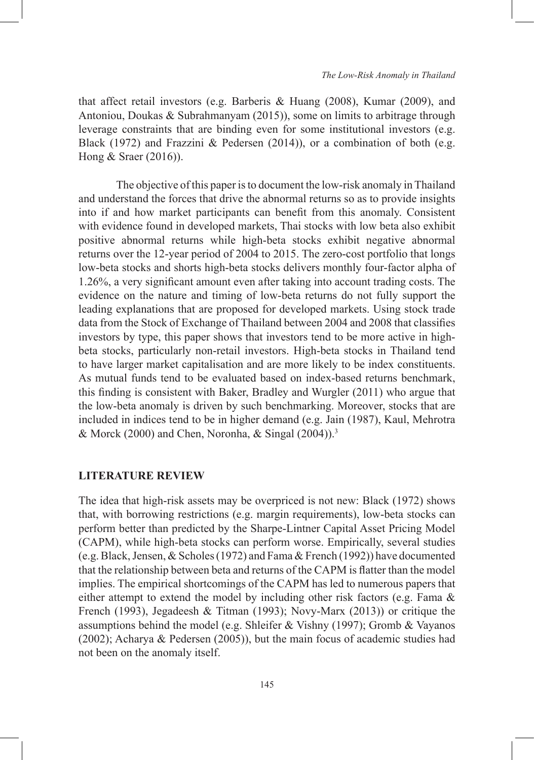that affect retail investors (e.g. Barberis & Huang (2008), Kumar (2009), and Antoniou, Doukas & Subrahmanyam (2015)), some on limits to arbitrage through leverage constraints that are binding even for some institutional investors (e.g. Black (1972) and Frazzini & Pedersen (2014)), or a combination of both (e.g. Hong & Sraer (2016)).

The objective of this paper is to document the low-risk anomaly in Thailand and understand the forces that drive the abnormal returns so as to provide insights into if and how market participants can benefit from this anomaly. Consistent with evidence found in developed markets, Thai stocks with low beta also exhibit positive abnormal returns while high-beta stocks exhibit negative abnormal returns over the 12-year period of 2004 to 2015. The zero-cost portfolio that longs low-beta stocks and shorts high-beta stocks delivers monthly four-factor alpha of 1.26%, a very significant amount even after taking into account trading costs. The evidence on the nature and timing of low-beta returns do not fully support the leading explanations that are proposed for developed markets. Using stock trade data from the Stock of Exchange of Thailand between 2004 and 2008 that classifies investors by type, this paper shows that investors tend to be more active in high-beta stocks, particularly non-retail investors. High-beta stocks in Thailand tend to have larger market capitalisation and are more likely to be index constituents. As mutual funds tend to be evaluated based on index-based returns benchmark, this finding is consistent with Baker, Bradley and Wurgler (2011) who argue that the low-beta anomaly is driven by such benchmarking. Moreover, stocks that are included in indices tend to be in higher demand (e.g. Jain (1987), Kaul, Mehrotra & Morck (2000) and Chen, Noronha, & Singal (2004)).[3]

## LITERATURE REVIEW

The idea that high-risk assets may be overpriced is not new: Black (1972) shows that, with borrowing restrictions (e.g. margin requirements), low-beta stocks can perform better than predicted by the Sharpe-Lintner Capital Asset Pricing Model (CAPM), while high-beta stocks can perform worse. Empirically, several studies (e.g. Black, Jensen, & Scholes (1972) and Fama & French (1992)) have documented that the relationship between beta and returns of the CAPM is flatter than the model implies. The empirical shortcomings of the CAPM has led to numerous papers that either attempt to extend the model by including other risk factors (e.g. Fama & French (1993), Jegadeesh & Titman (1993); Novy-Marx (2013)) or critique the assumptions behind the model (e.g. Shleifer & Vishny (1997); Gromb & Vayanos (2002); Acharya & Pedersen (2005)), but the main focus of academic studies had not been on the anomaly itself.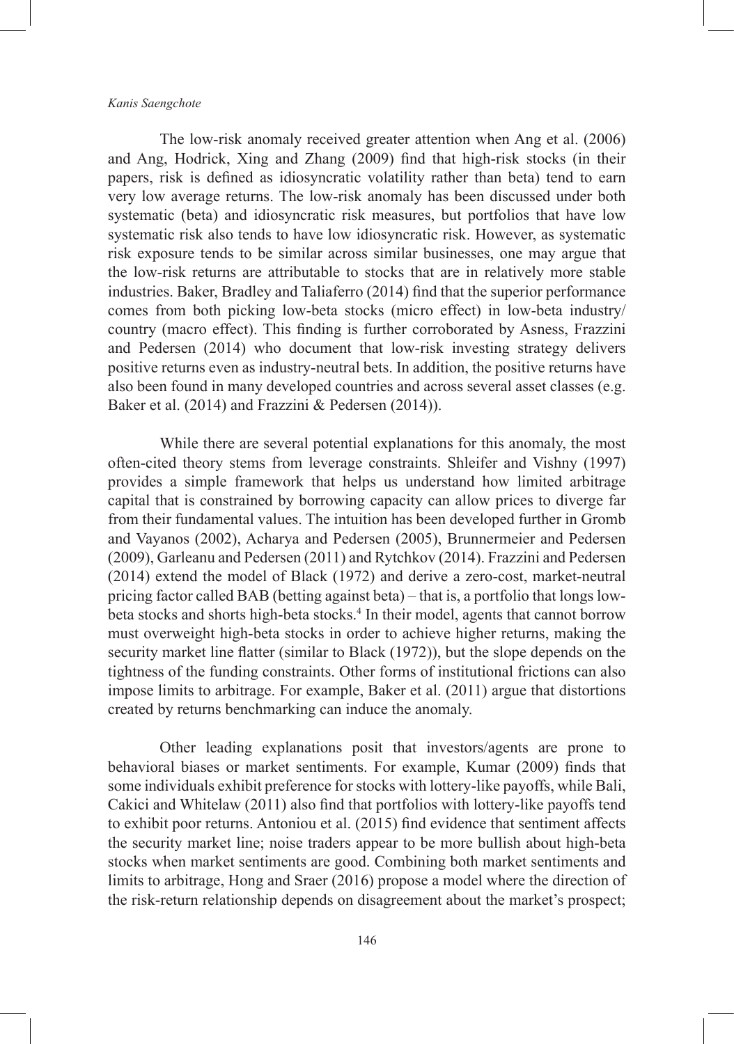The low-risk anomaly received greater attention when Ang et al. (2006) and Ang, Hodrick, Xing and Zhang (2009) find that high-risk stocks (in their papers, risk is defined as idiosyncratic volatility rather than beta) tend to earn very low average returns. The low-risk anomaly has been discussed under both systematic (beta) and idiosyncratic risk measures, but portfolios that have low systematic risk also tends to have low idiosyncratic risk. However, as systematic risk exposure tends to be similar across similar businesses, one may argue that the low-risk returns are attributable to stocks that are in relatively more stable industries. Baker, Bradley and Taliaferro (2014) find that the superior performance comes from both picking low-beta stocks (micro effect) in low-beta industry/ country (macro effect). This finding is further corroborated by Asness, Frazzini and Pedersen (2014) who document that low-risk investing strategy delivers positive returns even as industry-neutral bets. In addition, the positive returns have also been found in many developed countries and across several asset classes (e.g. Baker et al. (2014) and Frazzini & Pedersen (2014)).

While there are several potential explanations for this anomaly, the most often-cited theory stems from leverage constraints. Shleifer and Vishny (1997) provides a simple framework that helps us understand how limited arbitrage capital that is constrained by borrowing capacity can allow prices to diverge far from their fundamental values. The intuition has been developed further in Gromb and Vayanos (2002), Acharya and Pedersen (2005), Brunnermeier and Pedersen (2009), Garleanu and Pedersen (2011) and Rytchkov (2014). Frazzini and Pedersen (2014) extend the model of Black (1972) and derive a zero-cost, market-neutral pricing factor called BAB (betting against beta) – that is, a portfolio that longs low-beta stocks and shorts high-beta stocks.[4] In their model, agents that cannot borrow must overweight high-beta stocks in order to achieve higher returns, making the security market line flatter (similar to Black (1972)), but the slope depends on the tightness of the funding constraints. Other forms of institutional frictions can also impose limits to arbitrage. For example, Baker et al. (2011) argue that distortions created by returns benchmarking can induce the anomaly.

Other leading explanations posit that investors/agents are prone to behavioral biases or market sentiments. For example, Kumar (2009) finds that some individuals exhibit preference for stocks with lottery-like payoffs, while Bali, Cakici and Whitelaw (2011) also find that portfolios with lottery-like payoffs tend to exhibit poor returns. Antoniou et al. (2015) find evidence that sentiment affects the security market line; noise traders appear to be more bullish about high-beta stocks when market sentiments are good. Combining both market sentiments and limits to arbitrage, Hong and Sraer (2016) propose a model where the direction of the risk-return relationship depends on disagreement about the market's prospect;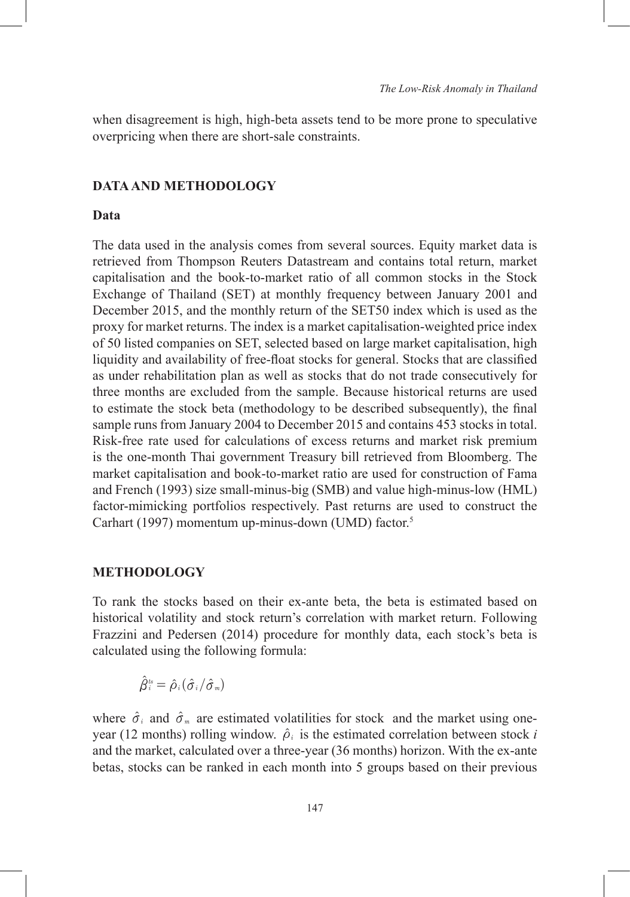when disagreement is high, high-beta assets tend to be more prone to speculative overpricing when there are short-sale constraints.

## DATA AND METHODOLOGY

### Data

The data used in the analysis comes from several sources. Equity market data is retrieved from Thompson Reuters Datastream and contains total return, market capitalisation and the book-to-market ratio of all common stocks in the Stock Exchange of Thailand (SET) at monthly frequency between January 2001 and December 2015, and the monthly return of the SET50 index which is used as the proxy for market returns. The index is a market capitalisation-weighted price index of 50 listed companies on SET, selected based on large market capitalisation, high liquidity and availability of free-float stocks for general. Stocks that are classified as under rehabilitation plan as well as stocks that do not trade consecutively for three months are excluded from the sample. Because historical returns are used to estimate the stock beta (methodology to be described subsequently), the final sample runs from January 2004 to December 2015 and contains 453 stocks in total. Risk-free rate used for calculations of excess returns and market risk premium is the one-month Thai government Treasury bill retrieved from Bloomberg. The market capitalisation and book-to-market ratio are used for construction of Fama and French (1993) size small-minus-big (SMB) and value high-minus-low (HML) factor-mimicking portfolios respectively. Past returns are used to construct the Carhart (1997) momentum up-minus-down (UMD) factor.[5]

## METHODOLOGY

To rank the stocks based on their ex-ante beta, the beta is estimated based on historical volatility and stock return's correlation with market return. Following Frazzini and Pedersen (2014) procedure for monthly data, each stock's beta is calculated using the following formula:

$$\hat{\beta}_i^{ts} = \hat{\rho}_i(\hat{\sigma}_i/\hat{\sigma}_m)$$

where $\hat{\sigma}_i$ and $\hat{\sigma}_m$ are estimated volatilities for stock and the market using one-year (12 months) rolling window. $\hat{\rho}_i$ is the estimated correlation between stock *i* and the market, calculated over a three-year (36 months) horizon. With the ex-ante betas, stocks can be ranked in each month into 5 groups based on their previous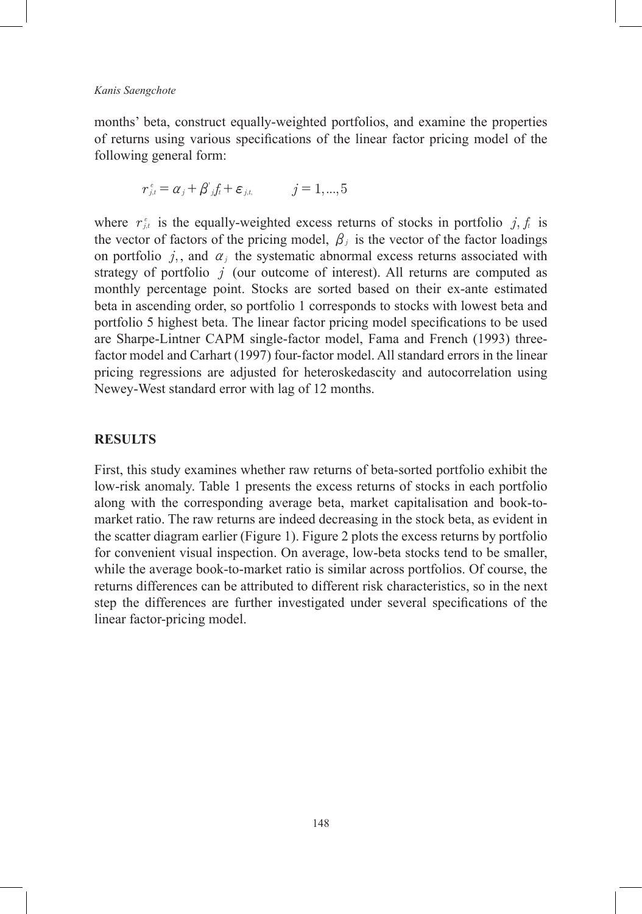months' beta, construct equally-weighted portfolios, and examine the properties of returns using various specifications of the linear factor pricing model of the following general form:

$$r^{e}_{j,t} = \alpha_j + \beta'_j f_t + \varepsilon_{j,t}, \qquad j = 1, \ldots, 5$$

where $r^{e}_{j,t}$ is the equally-weighted excess returns of stocks in portfolio $j$, $f_t$ is the vector of factors of the pricing model, $\beta_j$ is the vector of the factor loadings on portfolio $j$, , and $\alpha_j$ the systematic abnormal excess returns associated with strategy of portfolio $j$ (our outcome of interest). All returns are computed as monthly percentage point. Stocks are sorted based on their ex-ante estimated beta in ascending order, so portfolio 1 corresponds to stocks with lowest beta and portfolio 5 highest beta. The linear factor pricing model specifications to be used are Sharpe-Lintner CAPM single-factor model, Fama and French (1993) three-factor model and Carhart (1997) four-factor model. All standard errors in the linear pricing regressions are adjusted for heteroskedascity and autocorrelation using Newey-West standard error with lag of 12 months.

## RESULTS

First, this study examines whether raw returns of beta-sorted portfolio exhibit the low-risk anomaly. Table 1 presents the excess returns of stocks in each portfolio along with the corresponding average beta, market capitalisation and book-to-market ratio. The raw returns are indeed decreasing in the stock beta, as evident in the scatter diagram earlier (Figure 1). Figure 2 plots the excess returns by portfolio for convenient visual inspection. On average, low-beta stocks tend to be smaller, while the average book-to-market ratio is similar across portfolios. Of course, the returns differences can be attributed to different risk characteristics, so in the next step the differences are further investigated under several specifications of the linear factor-pricing model.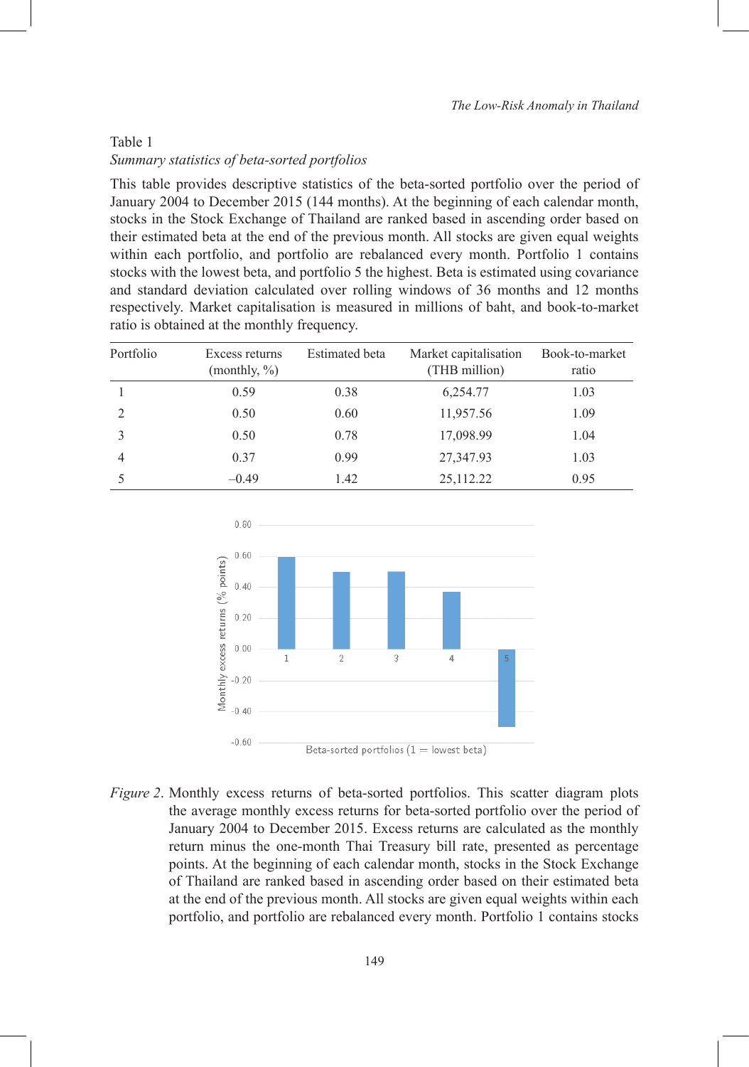Table 1
*Summary statistics of beta-sorted portfolios*

This table provides descriptive statistics of the beta-sorted portfolio over the period of January 2004 to December 2015 (144 months). At the beginning of each calendar month, stocks in the Stock Exchange of Thailand are ranked based in ascending order based on their estimated beta at the end of the previous month. All stocks are given equal weights within each portfolio, and portfolio are rebalanced every month. Portfolio 1 contains stocks with the lowest beta, and portfolio 5 the highest. Beta is estimated using covariance and standard deviation calculated over rolling windows of 36 months and 12 months respectively. Market capitalisation is measured in millions of baht, and book-to-market ratio is obtained at the monthly frequency.

| Portfolio | Excess returns (monthly, %) | Estimated beta | Market capitalisation (THB million) | Book-to-market ratio |
|---|---|---|---|---|
| 1 | 0.59 | 0.38 | 6,254.77 | 1.03 |
| 2 | 0.50 | 0.60 | 11,957.56 | 1.09 |
| 3 | 0.50 | 0.78 | 17,098.99 | 1.04 |
| 4 | 0.37 | 0.99 | 27,347.93 | 1.03 |
| 5 | –0.49 | 1.42 | 25,112.22 | 0.95 |

*Figure 2*. Monthly excess returns of beta-sorted portfolios. This scatter diagram plots the average monthly excess returns for beta-sorted portfolio over the period of January 2004 to December 2015. Excess returns are calculated as the monthly return minus the one-month Thai Treasury bill rate, presented as percentage points. At the beginning of each calendar month, stocks in the Stock Exchange of Thailand are ranked based in ascending order based on their estimated beta at the end of the previous month. All stocks are given equal weights within each portfolio, and portfolio are rebalanced every month. Portfolio 1 contains stocks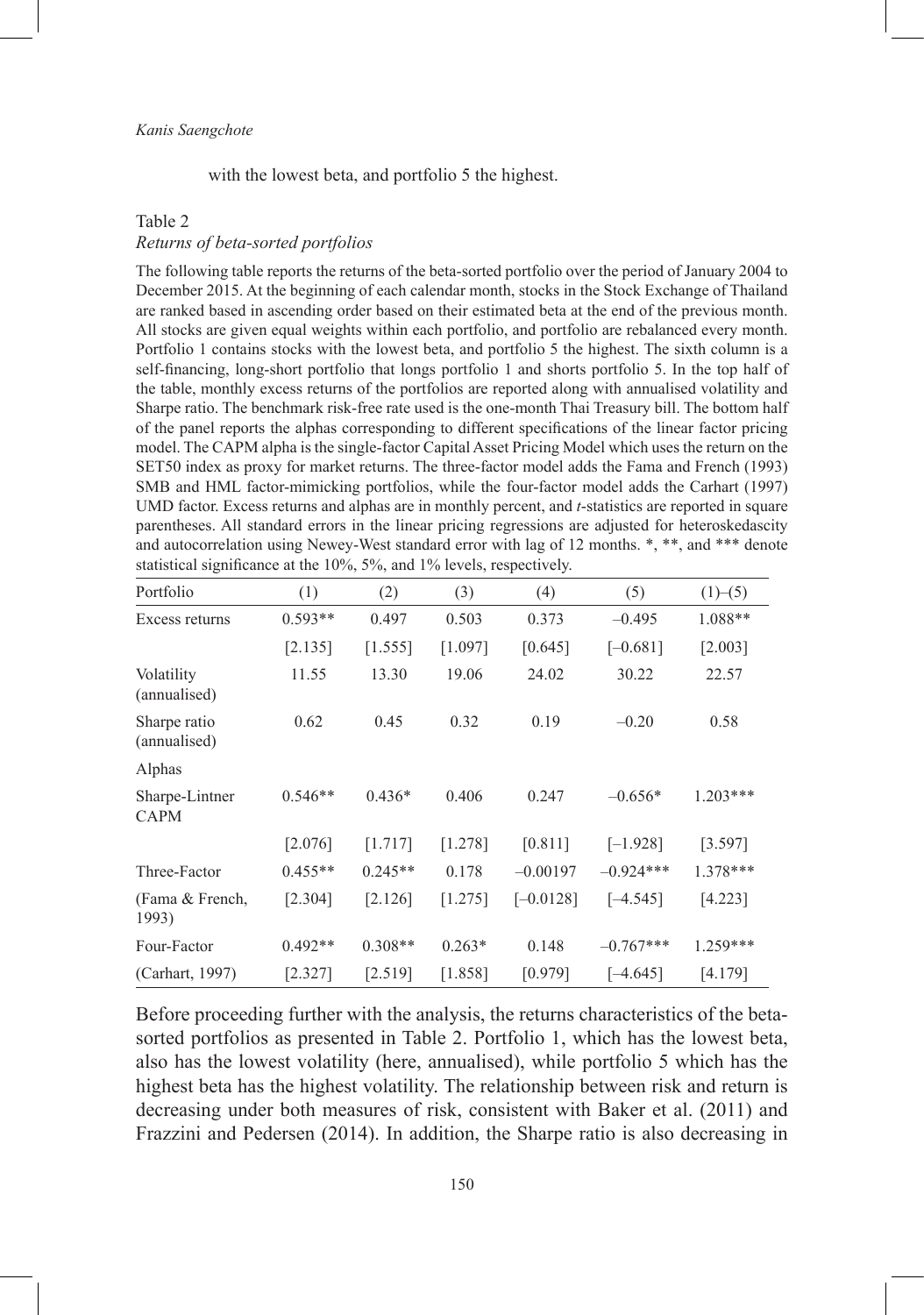with the lowest beta, and portfolio 5 the highest.

Table 2
*Returns of beta-sorted portfolios*

The following table reports the returns of the beta-sorted portfolio over the period of January 2004 to December 2015. At the beginning of each calendar month, stocks in the Stock Exchange of Thailand are ranked based in ascending order based on their estimated beta at the end of the previous month. All stocks are given equal weights within each portfolio, and portfolio are rebalanced every month. Portfolio 1 contains stocks with the lowest beta, and portfolio 5 the highest. The sixth column is a self-financing, long-short portfolio that longs portfolio 1 and shorts portfolio 5. In the top half of the table, monthly excess returns of the portfolios are reported along with annualised volatility and Sharpe ratio. The benchmark risk-free rate used is the one-month Thai Treasury bill. The bottom half of the panel reports the alphas corresponding to different specifications of the linear factor pricing model. The CAPM alpha is the single-factor Capital Asset Pricing Model which uses the return on the SET50 index as proxy for market returns. The three-factor model adds the Fama and French (1993) SMB and HML factor-mimicking portfolios, while the four-factor model adds the Carhart (1997) UMD factor. Excess returns and alphas are in monthly percent, and *t*-statistics are reported in square parentheses. All standard errors in the linear pricing regressions are adjusted for heteroskedascity and autocorrelation using Newey-West standard error with lag of 12 months. *, **, and *** denote statistical significance at the 10%, 5%, and 1% levels, respectively.

| Portfolio | (1) | (2) | (3) | (4) | (5) | (1)–(5) |
|---|---|---|---|---|---|---|
| Excess returns | 0.593** | 0.497 | 0.503 | 0.373 | –0.495 | 1.088** |
| | [2.135] | [1.555] | [1.097] | [0.645] | [–0.681] | [2.003] |
| Volatility (annualised) | 11.55 | 13.30 | 19.06 | 24.02 | 30.22 | 22.57 |
| Sharpe ratio (annualised) | 0.62 | 0.45 | 0.32 | 0.19 | –0.20 | 0.58 |
| Alphas | | | | | | |
| Sharpe-Lintner CAPM | 0.546** | 0.436* | 0.406 | 0.247 | –0.656* | 1.203*** |
| | [2.076] | [1.717] | [1.278] | [0.811] | [–1.928] | [3.597] |
| Three-Factor | 0.455** | 0.245** | 0.178 | –0.00197 | –0.924*** | 1.378*** |
| (Fama & French, 1993) | [2.304] | [2.126] | [1.275] | [–0.0128] | [–4.545] | [4.223] |
| Four-Factor | 0.492** | 0.308** | 0.263* | 0.148 | –0.767*** | 1.259*** |
| (Carhart, 1997) | [2.327] | [2.519] | [1.858] | [0.979] | [–4.645] | [4.179] |

Before proceeding further with the analysis, the returns characteristics of the beta-sorted portfolios as presented in Table 2. Portfolio 1, which has the lowest beta, also has the lowest volatility (here, annualised), while portfolio 5 which has the highest beta has the highest volatility. The relationship between risk and return is decreasing under both measures of risk, consistent with Baker et al. (2011) and Frazzini and Pedersen (2014). In addition, the Sharpe ratio is also decreasing in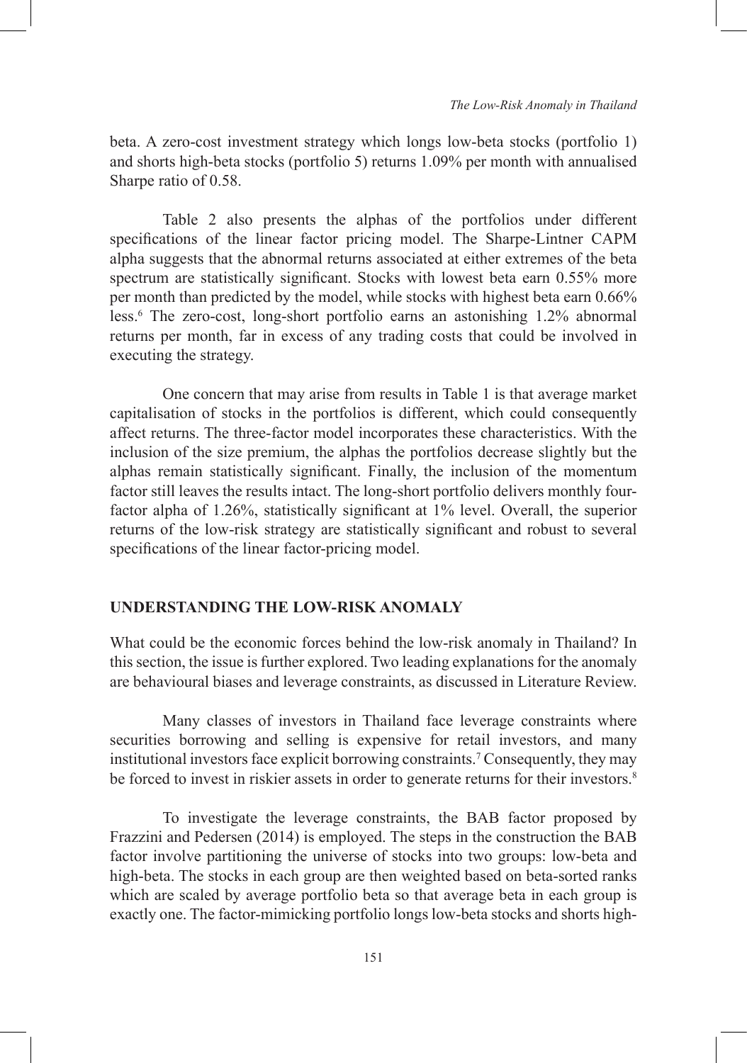beta. A zero-cost investment strategy which longs low-beta stocks (portfolio 1) and shorts high-beta stocks (portfolio 5) returns 1.09% per month with annualised Sharpe ratio of 0.58.

Table 2 also presents the alphas of the portfolios under different specifications of the linear factor pricing model. The Sharpe-Lintner CAPM alpha suggests that the abnormal returns associated at either extremes of the beta spectrum are statistically significant. Stocks with lowest beta earn 0.55% more per month than predicted by the model, while stocks with highest beta earn 0.66% less.[6] The zero-cost, long-short portfolio earns an astonishing 1.2% abnormal returns per month, far in excess of any trading costs that could be involved in executing the strategy.

One concern that may arise from results in Table 1 is that average market capitalisation of stocks in the portfolios is different, which could consequently affect returns. The three-factor model incorporates these characteristics. With the inclusion of the size premium, the alphas the portfolios decrease slightly but the alphas remain statistically significant. Finally, the inclusion of the momentum factor still leaves the results intact. The long-short portfolio delivers monthly four-factor alpha of 1.26%, statistically significant at 1% level. Overall, the superior returns of the low-risk strategy are statistically significant and robust to several specifications of the linear factor-pricing model.

## UNDERSTANDING THE LOW-RISK ANOMALY

What could be the economic forces behind the low-risk anomaly in Thailand? In this section, the issue is further explored. Two leading explanations for the anomaly are behavioural biases and leverage constraints, as discussed in Literature Review.

Many classes of investors in Thailand face leverage constraints where securities borrowing and selling is expensive for retail investors, and many institutional investors face explicit borrowing constraints.[7] Consequently, they may be forced to invest in riskier assets in order to generate returns for their investors.[8]

To investigate the leverage constraints, the BAB factor proposed by Frazzini and Pedersen (2014) is employed. The steps in the construction the BAB factor involve partitioning the universe of stocks into two groups: low-beta and high-beta. The stocks in each group are then weighted based on beta-sorted ranks which are scaled by average portfolio beta so that average beta in each group is exactly one. The factor-mimicking portfolio longs low-beta stocks and shorts high-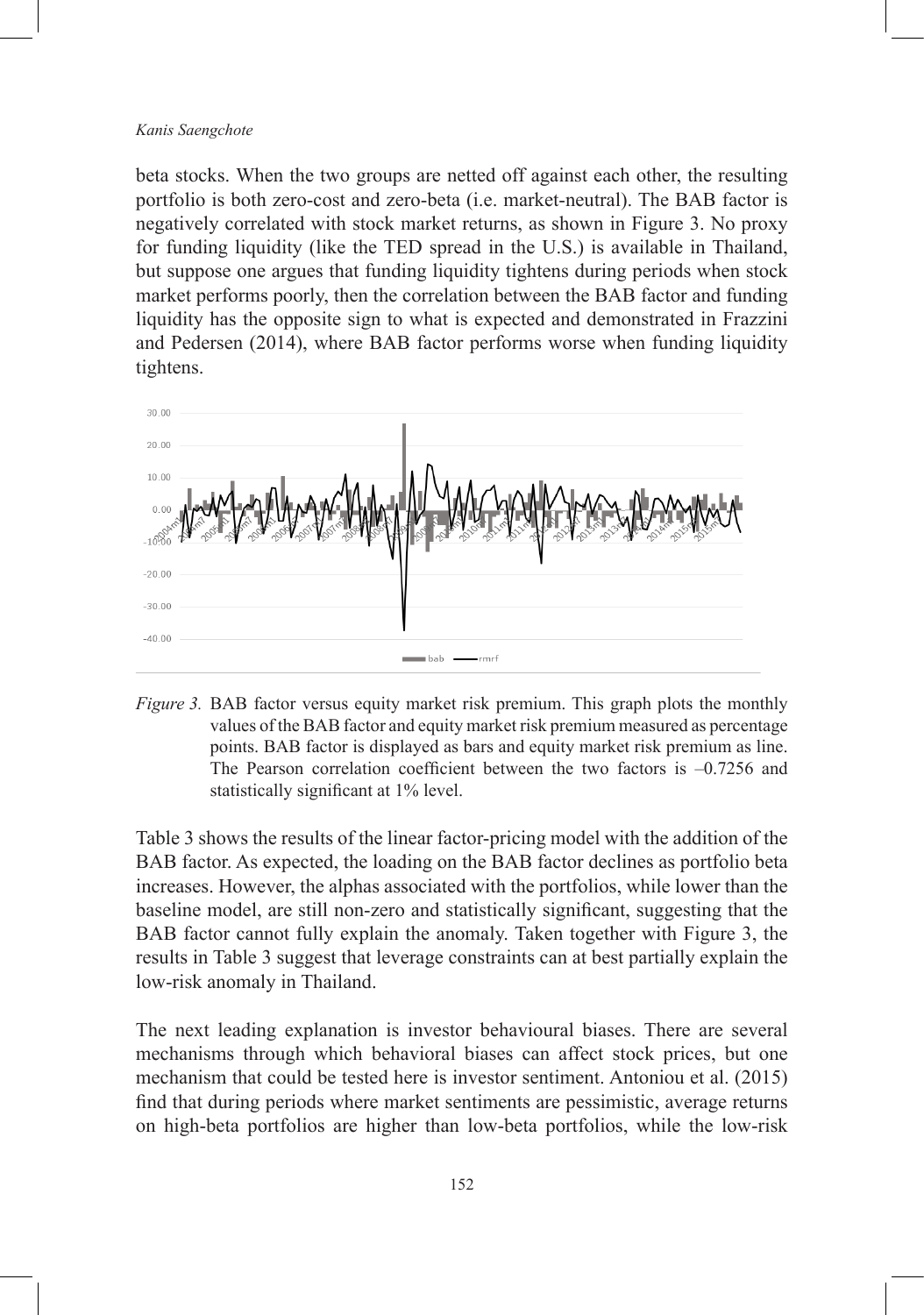beta stocks. When the two groups are netted off against each other, the resulting portfolio is both zero-cost and zero-beta (i.e. market-neutral). The BAB factor is negatively correlated with stock market returns, as shown in Figure 3. No proxy for funding liquidity (like the TED spread in the U.S.) is available in Thailand, but suppose one argues that funding liquidity tightens during periods when stock market performs poorly, then the correlation between the BAB factor and funding liquidity has the opposite sign to what is expected and demonstrated in Frazzini and Pedersen (2014), where BAB factor performs worse when funding liquidity tightens.

*Figure 3.* BAB factor versus equity market risk premium. This graph plots the monthly values of the BAB factor and equity market risk premium measured as percentage points. BAB factor is displayed as bars and equity market risk premium as line. The Pearson correlation coefficient between the two factors is –0.7256 and statistically significant at 1% level.

Table 3 shows the results of the linear factor-pricing model with the addition of the BAB factor. As expected, the loading on the BAB factor declines as portfolio beta increases. However, the alphas associated with the portfolios, while lower than the baseline model, are still non-zero and statistically significant, suggesting that the BAB factor cannot fully explain the anomaly. Taken together with Figure 3, the results in Table 3 suggest that leverage constraints can at best partially explain the low-risk anomaly in Thailand.

The next leading explanation is investor behavioural biases. There are several mechanisms through which behavioral biases can affect stock prices, but one mechanism that could be tested here is investor sentiment. Antoniou et al. (2015) find that during periods where market sentiments are pessimistic, average returns on high-beta portfolios are higher than low-beta portfolios, while the low-risk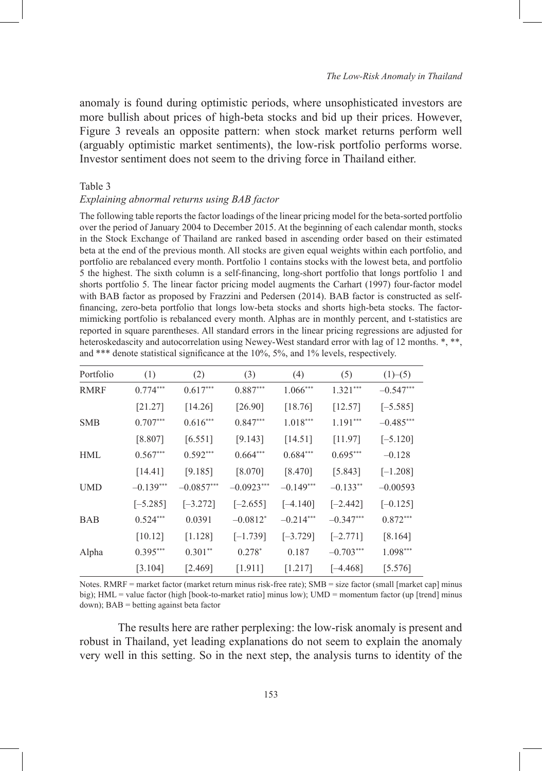anomaly is found during optimistic periods, where unsophisticated investors are more bullish about prices of high-beta stocks and bid up their prices. However, Figure 3 reveals an opposite pattern: when stock market returns perform well (arguably optimistic market sentiments), the low-risk portfolio performs worse. Investor sentiment does not seem to the driving force in Thailand either.

Table 3

*Explaining abnormal returns using BAB factor*

The following table reports the factor loadings of the linear pricing model for the beta-sorted portfolio over the period of January 2004 to December 2015. At the beginning of each calendar month, stocks in the Stock Exchange of Thailand are ranked based in ascending order based on their estimated beta at the end of the previous month. All stocks are given equal weights within each portfolio, and portfolio are rebalanced every month. Portfolio 1 contains stocks with the lowest beta, and portfolio 5 the highest. The sixth column is a self-financing, long-short portfolio that longs portfolio 1 and shorts portfolio 5. The linear factor pricing model augments the Carhart (1997) four-factor model with BAB factor as proposed by Frazzini and Pedersen (2014). BAB factor is constructed as self-financing, zero-beta portfolio that longs low-beta stocks and shorts high-beta stocks. The factor-mimicking portfolio is rebalanced every month. Alphas are in monthly percent, and t-statistics are reported in square parentheses. All standard errors in the linear pricing regressions are adjusted for heteroskedascity and autocorrelation using Newey-West standard error with lag of 12 months. *, **, and *** denote statistical significance at the 10%, 5%, and 1% levels, respectively.

| Portfolio | (1) | (2) | (3) | (4) | (5) | (1)–(5) |
|---|---|---|---|---|---|---|
| RMRF | 0.774*** | 0.617*** | 0.887*** | 1.066*** | 1.321*** | –0.547*** |
| | [21.27] | [14.26] | [26.90] | [18.76] | [12.57] | [–5.585] |
| SMB | 0.707*** | 0.616*** | 0.847*** | 1.018*** | 1.191*** | –0.485*** |
| | [8.807] | [6.551] | [9.143] | [14.51] | [11.97] | [–5.120] |
| HML | 0.567*** | 0.592*** | 0.664*** | 0.684*** | 0.695*** | –0.128 |
| | [14.41] | [9.185] | [8.070] | [8.470] | [5.843] | [–1.208] |
| UMD | –0.139*** | –0.0857*** | –0.0923*** | –0.149*** | –0.133** | –0.00593 |
| | [–5.285] | [–3.272] | [–2.655] | [–4.140] | [–2.442] | [–0.125] |
| BAB | 0.524*** | 0.0391 | –0.0812* | –0.214*** | –0.347*** | 0.872*** |
| | [10.12] | [1.128] | [–1.739] | [–3.729] | [–2.771] | [8.164] |
| Alpha | 0.395*** | 0.301** | 0.278* | 0.187 | –0.703*** | 1.098*** |
| | [3.104] | [2.469] | [1.911] | [1.217] | [–4.468] | [5.576] |

Notes. RMRF = market factor (market return minus risk-free rate); SMB = size factor (small [market cap] minus big); HML = value factor (high [book-to-market ratio] minus low); UMD = momentum factor (up [trend] minus down); BAB = betting against beta factor

The results here are rather perplexing: the low-risk anomaly is present and robust in Thailand, yet leading explanations do not seem to explain the anomaly very well in this setting. So in the next step, the analysis turns to identity of the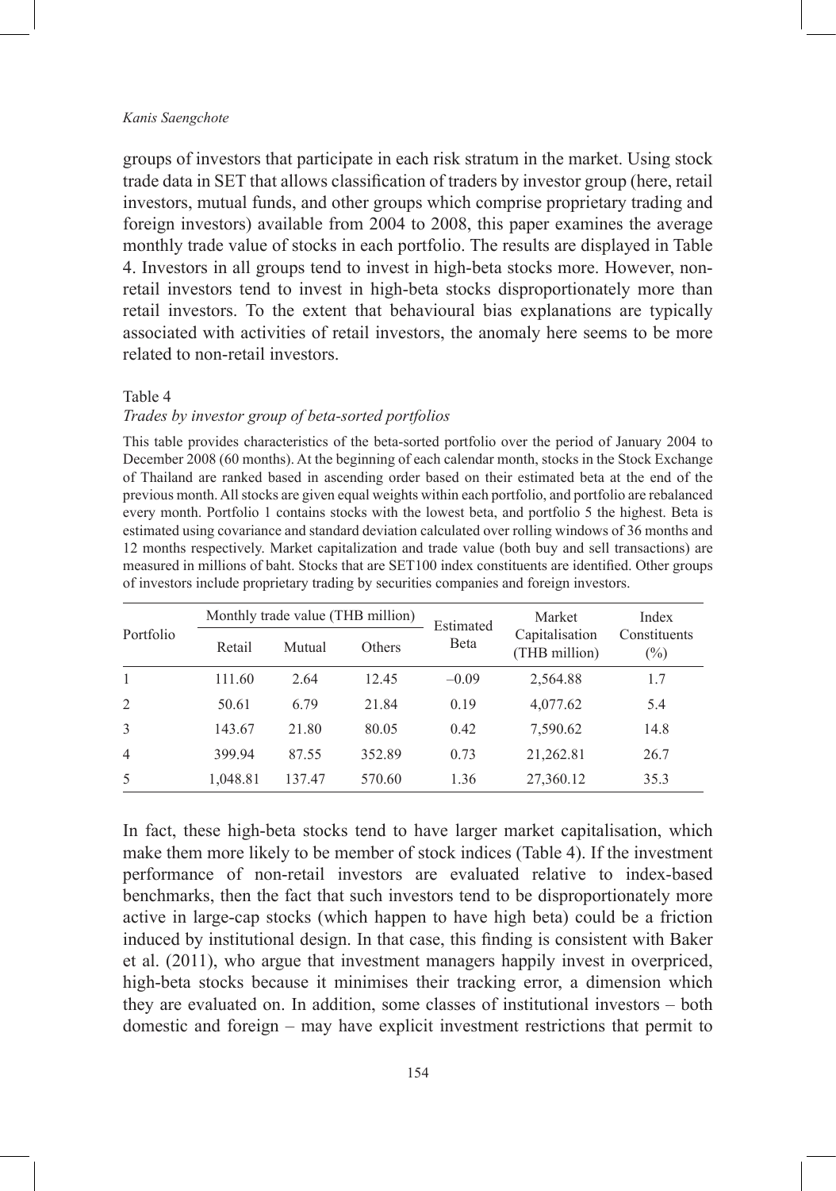groups of investors that participate in each risk stratum in the market. Using stock trade data in SET that allows classification of traders by investor group (here, retail investors, mutual funds, and other groups which comprise proprietary trading and foreign investors) available from 2004 to 2008, this paper examines the average monthly trade value of stocks in each portfolio. The results are displayed in Table 4. Investors in all groups tend to invest in high-beta stocks more. However, non-retail investors tend to invest in high-beta stocks disproportionately more than retail investors. To the extent that behavioural bias explanations are typically associated with activities of retail investors, the anomaly here seems to be more related to non-retail investors.

Table 4
*Trades by investor group of beta-sorted portfolios*

This table provides characteristics of the beta-sorted portfolio over the period of January 2004 to December 2008 (60 months). At the beginning of each calendar month, stocks in the Stock Exchange of Thailand are ranked based in ascending order based on their estimated beta at the end of the previous month. All stocks are given equal weights within each portfolio, and portfolio are rebalanced every month. Portfolio 1 contains stocks with the lowest beta, and portfolio 5 the highest. Beta is estimated using covariance and standard deviation calculated over rolling windows of 36 months and 12 months respectively. Market capitalization and trade value (both buy and sell transactions) are measured in millions of baht. Stocks that are SET100 index constituents are identified. Other groups of investors include proprietary trading by securities companies and foreign investors.

| Portfolio | Monthly trade value (THB million) | | | Estimated Beta | Market Capitalisation (THB million) | Index Constituents (%) |
|---|---|---|---|---|---|---|
| | Retail | Mutual | Others | | | |
| 1 | 111.60 | 2.64 | 12.45 | –0.09 | 2,564.88 | 1.7 |
| 2 | 50.61 | 6.79 | 21.84 | 0.19 | 4,077.62 | 5.4 |
| 3 | 143.67 | 21.80 | 80.05 | 0.42 | 7,590.62 | 14.8 |
| 4 | 399.94 | 87.55 | 352.89 | 0.73 | 21,262.81 | 26.7 |
| 5 | 1,048.81 | 137.47 | 570.60 | 1.36 | 27,360.12 | 35.3 |

In fact, these high-beta stocks tend to have larger market capitalisation, which make them more likely to be member of stock indices (Table 4). If the investment performance of non-retail investors are evaluated relative to index-based benchmarks, then the fact that such investors tend to be disproportionately more active in large-cap stocks (which happen to have high beta) could be a friction induced by institutional design. In that case, this finding is consistent with Baker et al. (2011), who argue that investment managers happily invest in overpriced, high-beta stocks because it minimises their tracking error, a dimension which they are evaluated on. In addition, some classes of institutional investors – both domestic and foreign – may have explicit investment restrictions that permit to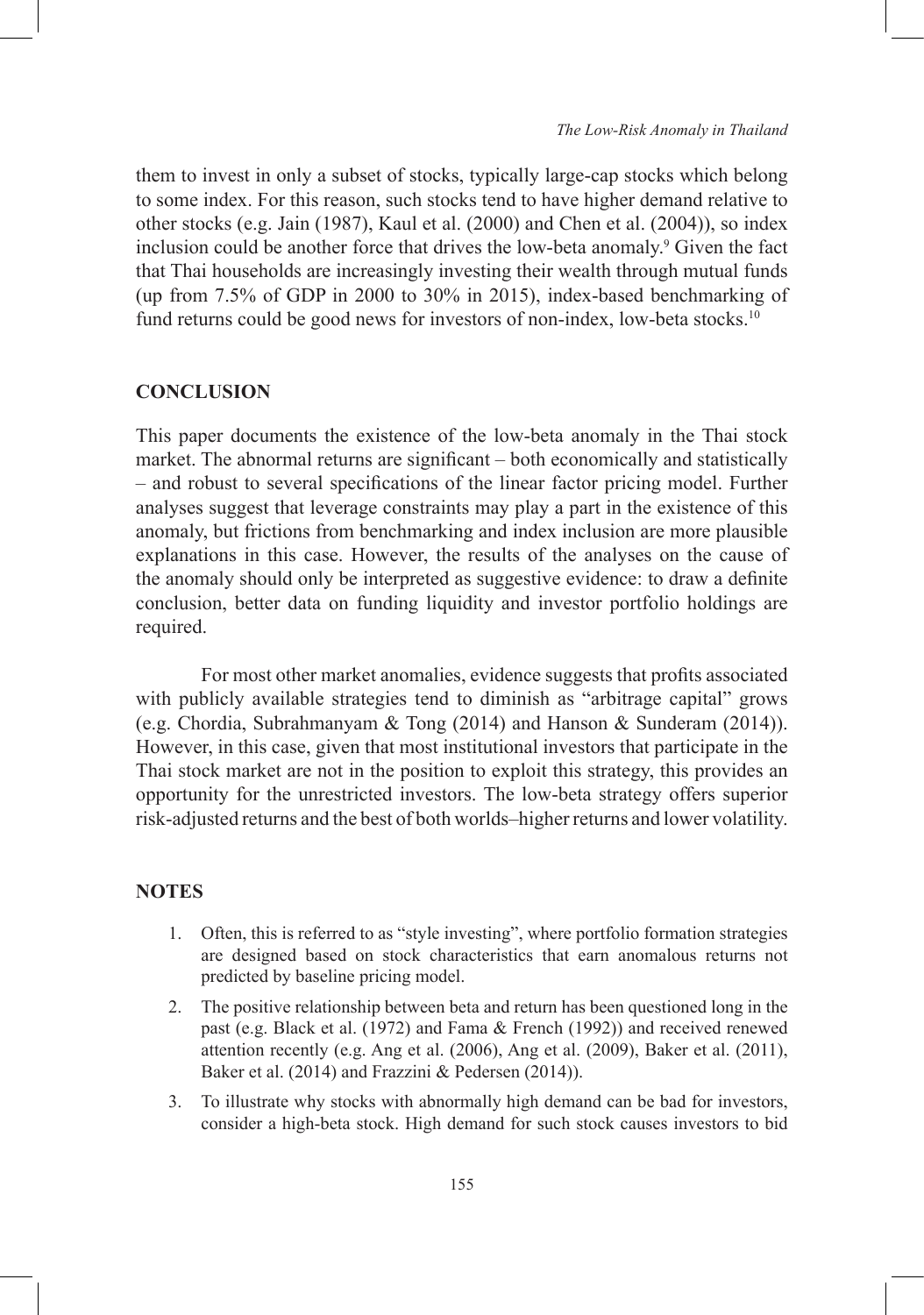them to invest in only a subset of stocks, typically large-cap stocks which belong to some index. For this reason, such stocks tend to have higher demand relative to other stocks (e.g. Jain (1987), Kaul et al. (2000) and Chen et al. (2004)), so index inclusion could be another force that drives the low-beta anomaly.[9] Given the fact that Thai households are increasingly investing their wealth through mutual funds (up from 7.5% of GDP in 2000 to 30% in 2015), index-based benchmarking of fund returns could be good news for investors of non-index, low-beta stocks.[10]

## CONCLUSION

This paper documents the existence of the low-beta anomaly in the Thai stock market. The abnormal returns are significant – both economically and statistically – and robust to several specifications of the linear factor pricing model. Further analyses suggest that leverage constraints may play a part in the existence of this anomaly, but frictions from benchmarking and index inclusion are more plausible explanations in this case. However, the results of the analyses on the cause of the anomaly should only be interpreted as suggestive evidence: to draw a definite conclusion, better data on funding liquidity and investor portfolio holdings are required.

For most other market anomalies, evidence suggests that profits associated with publicly available strategies tend to diminish as "arbitrage capital" grows (e.g. Chordia, Subrahmanyam & Tong (2014) and Hanson & Sunderam (2014)). However, in this case, given that most institutional investors that participate in the Thai stock market are not in the position to exploit this strategy, this provides an opportunity for the unrestricted investors. The low-beta strategy offers superior risk-adjusted returns and the best of both worlds–higher returns and lower volatility.

## NOTES

1. Often, this is referred to as "style investing", where portfolio formation strategies are designed based on stock characteristics that earn anomalous returns not predicted by baseline pricing model.
2. The positive relationship between beta and return has been questioned long in the past (e.g. Black et al. (1972) and Fama & French (1992)) and received renewed attention recently (e.g. Ang et al. (2006), Ang et al. (2009), Baker et al. (2011), Baker et al. (2014) and Frazzini & Pedersen (2014)).
3. To illustrate why stocks with abnormally high demand can be bad for investors, consider a high-beta stock. High demand for such stock causes investors to bid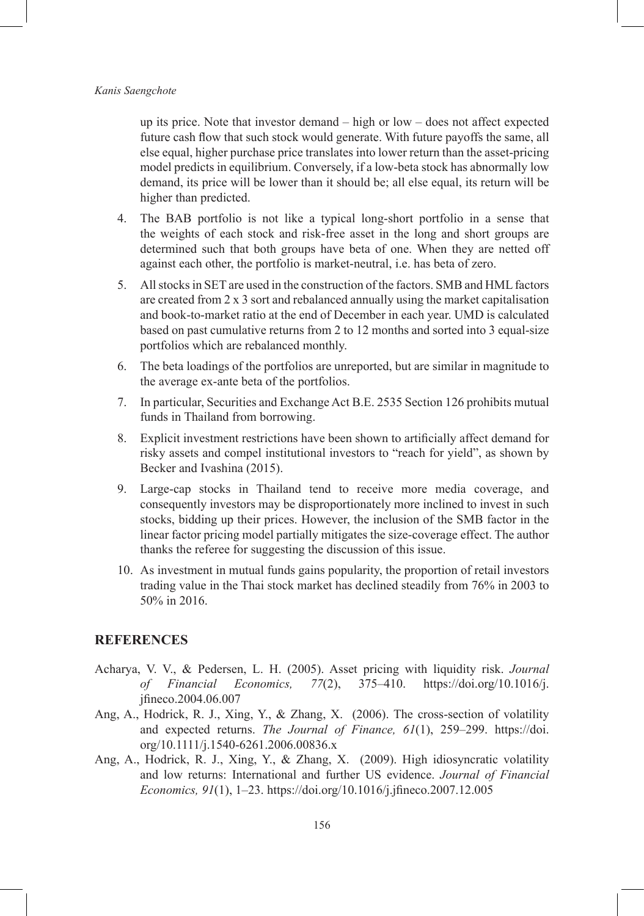up its price. Note that investor demand – high or low – does not affect expected future cash flow that such stock would generate. With future payoffs the same, all else equal, higher purchase price translates into lower return than the asset-pricing model predicts in equilibrium. Conversely, if a low-beta stock has abnormally low demand, its price will be lower than it should be; all else equal, its return will be higher than predicted.

4. The BAB portfolio is not like a typical long-short portfolio in a sense that the weights of each stock and risk-free asset in the long and short groups are determined such that both groups have beta of one. When they are netted off against each other, the portfolio is market-neutral, i.e. has beta of zero.
5. All stocks in SET are used in the construction of the factors. SMB and HML factors are created from 2 x 3 sort and rebalanced annually using the market capitalisation and book-to-market ratio at the end of December in each year. UMD is calculated based on past cumulative returns from 2 to 12 months and sorted into 3 equal-size portfolios which are rebalanced monthly.
6. The beta loadings of the portfolios are unreported, but are similar in magnitude to the average ex-ante beta of the portfolios.
7. In particular, Securities and Exchange Act B.E. 2535 Section 126 prohibits mutual funds in Thailand from borrowing.
8. Explicit investment restrictions have been shown to artificially affect demand for risky assets and compel institutional investors to "reach for yield", as shown by Becker and Ivashina (2015).
9. Large-cap stocks in Thailand tend to receive more media coverage, and consequently investors may be disproportionately more inclined to invest in such stocks, bidding up their prices. However, the inclusion of the SMB factor in the linear factor pricing model partially mitigates the size-coverage effect. The author thanks the referee for suggesting the discussion of this issue.
10. As investment in mutual funds gains popularity, the proportion of retail investors trading value in the Thai stock market has declined steadily from 76% in 2003 to 50% in 2016.

## REFERENCES

Acharya, V. V., & Pedersen, L. H. (2005). Asset pricing with liquidity risk. *Journal of Financial Economics, 77*(2), 375–410. https://doi.org/10.1016/j.jfineco.2004.06.007

Ang, A., Hodrick, R. J., Xing, Y., & Zhang, X. (2006). The cross-section of volatility and expected returns. *The Journal of Finance, 61*(1), 259–299. https://doi.org/10.1111/j.1540-6261.2006.00836.x

Ang, A., Hodrick, R. J., Xing, Y., & Zhang, X. (2009). High idiosyncratic volatility and low returns: International and further US evidence. *Journal of Financial Economics, 91*(1), 1–23. https://doi.org/10.1016/j.jfineco.2007.12.005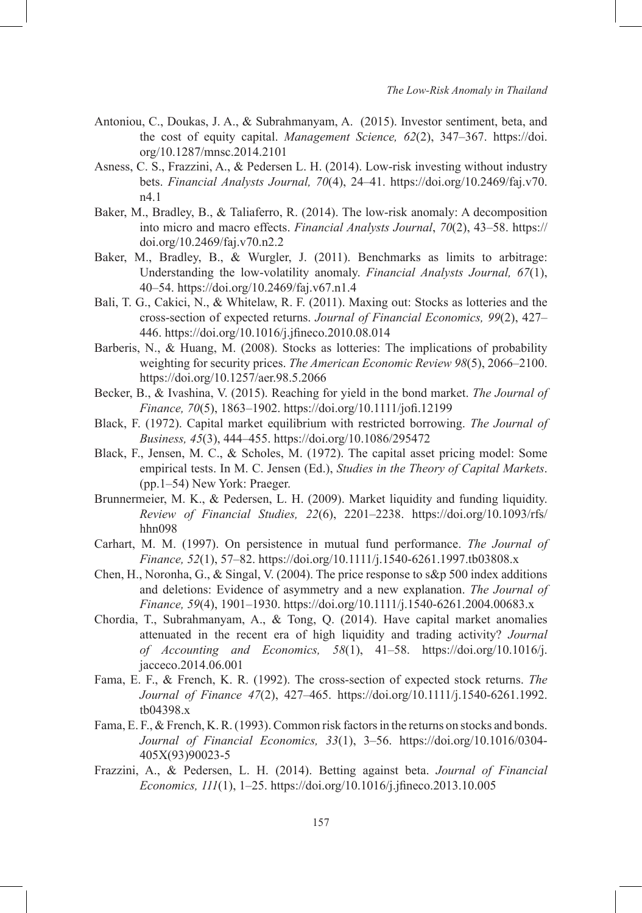Antoniou, C., Doukas, J. A., & Subrahmanyam, A. (2015). Investor sentiment, beta, and the cost of equity capital. *Management Science, 62*(2), 347–367. https://doi.org/10.1287/mnsc.2014.2101

Asness, C. S., Frazzini, A., & Pedersen L. H. (2014). Low-risk investing without industry bets. *Financial Analysts Journal, 70*(4), 24–41. https://doi.org/10.2469/faj.v70.n4.1

Baker, M., Bradley, B., & Taliaferro, R. (2014). The low-risk anomaly: A decomposition into micro and macro effects. *Financial Analysts Journal*, *70*(2), 43–58. https://doi.org/10.2469/faj.v70.n2.2

Baker, M., Bradley, B., & Wurgler, J. (2011). Benchmarks as limits to arbitrage: Understanding the low-volatility anomaly. *Financial Analysts Journal, 67*(1), 40–54. https://doi.org/10.2469/faj.v67.n1.4

Bali, T. G., Cakici, N., & Whitelaw, R. F. (2011). Maxing out: Stocks as lotteries and the cross-section of expected returns. *Journal of Financial Economics, 99*(2), 427–446. https://doi.org/10.1016/j.jfineco.2010.08.014

Barberis, N., & Huang, M. (2008). Stocks as lotteries: The implications of probability weighting for security prices. *The American Economic Review 98*(5), 2066–2100. https://doi.org/10.1257/aer.98.5.2066

Becker, B., & Ivashina, V. (2015). Reaching for yield in the bond market. *The Journal of Finance, 70*(5), 1863–1902. https://doi.org/10.1111/jofi.12199

Black, F. (1972). Capital market equilibrium with restricted borrowing. *The Journal of Business, 45*(3), 444–455. https://doi.org/10.1086/295472

Black, F., Jensen, M. C., & Scholes, M. (1972). The capital asset pricing model: Some empirical tests. In M. C. Jensen (Ed.), *Studies in the Theory of Capital Markets*. (pp.1–54) New York: Praeger.

Brunnermeier, M. K., & Pedersen, L. H. (2009). Market liquidity and funding liquidity. *Review of Financial Studies, 22*(6), 2201–2238. https://doi.org/10.1093/rfs/hhn098

Carhart, M. M. (1997). On persistence in mutual fund performance. *The Journal of Finance, 52*(1), 57–82. https://doi.org/10.1111/j.1540-6261.1997.tb03808.x

Chen, H., Noronha, G., & Singal, V. (2004). The price response to s&p 500 index additions and deletions: Evidence of asymmetry and a new explanation. *The Journal of Finance, 59*(4), 1901–1930. https://doi.org/10.1111/j.1540-6261.2004.00683.x

Chordia, T., Subrahmanyam, A., & Tong, Q. (2014). Have capital market anomalies attenuated in the recent era of high liquidity and trading activity? *Journal of Accounting and Economics, 58*(1), 41–58. https://doi.org/10.1016/j.jacceco.2014.06.001

Fama, E. F., & French, K. R. (1992). The cross-section of expected stock returns. *The Journal of Finance 47*(2), 427–465. https://doi.org/10.1111/j.1540-6261.1992.tb04398.x

Fama, E. F., & French, K. R. (1993). Common risk factors in the returns on stocks and bonds. *Journal of Financial Economics, 33*(1), 3–56. https://doi.org/10.1016/0304-405X(93)90023-5

Frazzini, A., & Pedersen, L. H. (2014). Betting against beta. *Journal of Financial Economics, 111*(1), 1–25. https://doi.org/10.1016/j.jfineco.2013.10.005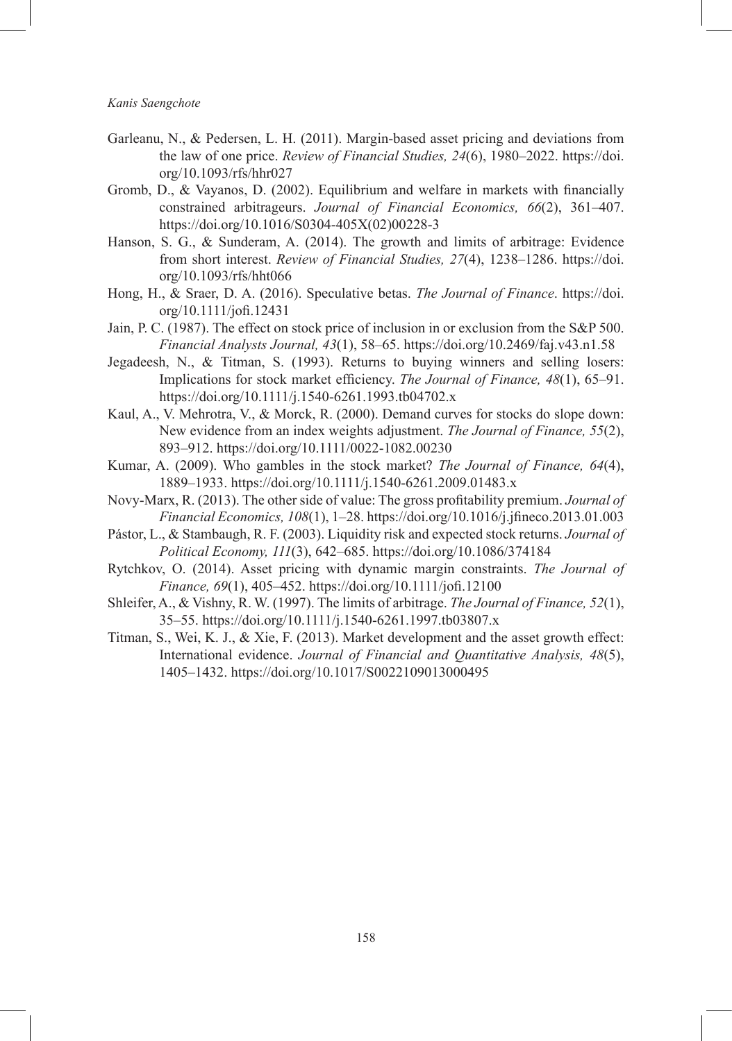Garleanu, N., & Pedersen, L. H. (2011). Margin-based asset pricing and deviations from the law of one price. *Review of Financial Studies, 24*(6), 1980–2022. https://doi.org/10.1093/rfs/hhr027

Gromb, D., & Vayanos, D. (2002). Equilibrium and welfare in markets with financially constrained arbitrageurs. *Journal of Financial Economics, 66*(2), 361–407. https://doi.org/10.1016/S0304-405X(02)00228-3

Hanson, S. G., & Sunderam, A. (2014). The growth and limits of arbitrage: Evidence from short interest. *Review of Financial Studies, 27*(4), 1238–1286. https://doi.org/10.1093/rfs/hht066

Hong, H., & Sraer, D. A. (2016). Speculative betas. *The Journal of Finance*. https://doi.org/10.1111/jofi.12431

Jain, P. C. (1987). The effect on stock price of inclusion in or exclusion from the S&P 500. *Financial Analysts Journal, 43*(1), 58–65. https://doi.org/10.2469/faj.v43.n1.58

Jegadeesh, N., & Titman, S. (1993). Returns to buying winners and selling losers: Implications for stock market efficiency. *The Journal of Finance, 48*(1), 65–91. https://doi.org/10.1111/j.1540-6261.1993.tb04702.x

Kaul, A., V. Mehrotra, V., & Morck, R. (2000). Demand curves for stocks do slope down: New evidence from an index weights adjustment. *The Journal of Finance, 55*(2), 893–912. https://doi.org/10.1111/0022-1082.00230

Kumar, A. (2009). Who gambles in the stock market? *The Journal of Finance, 64*(4), 1889–1933. https://doi.org/10.1111/j.1540-6261.2009.01483.x

Novy-Marx, R. (2013). The other side of value: The gross profitability premium. *Journal of Financial Economics, 108*(1), 1–28. https://doi.org/10.1016/j.jfineco.2013.01.003

Pástor, L., & Stambaugh, R. F. (2003). Liquidity risk and expected stock returns. *Journal of Political Economy, 111*(3), 642–685. https://doi.org/10.1086/374184

Rytchkov, O. (2014). Asset pricing with dynamic margin constraints. *The Journal of Finance, 69*(1), 405–452. https://doi.org/10.1111/jofi.12100

Shleifer, A., & Vishny, R. W. (1997). The limits of arbitrage. *The Journal of Finance, 52*(1), 35–55. https://doi.org/10.1111/j.1540-6261.1997.tb03807.x

Titman, S., Wei, K. J., & Xie, F. (2013). Market development and the asset growth effect: International evidence. *Journal of Financial and Quantitative Analysis, 48*(5), 1405–1432. https://doi.org/10.1017/S0022109013000495